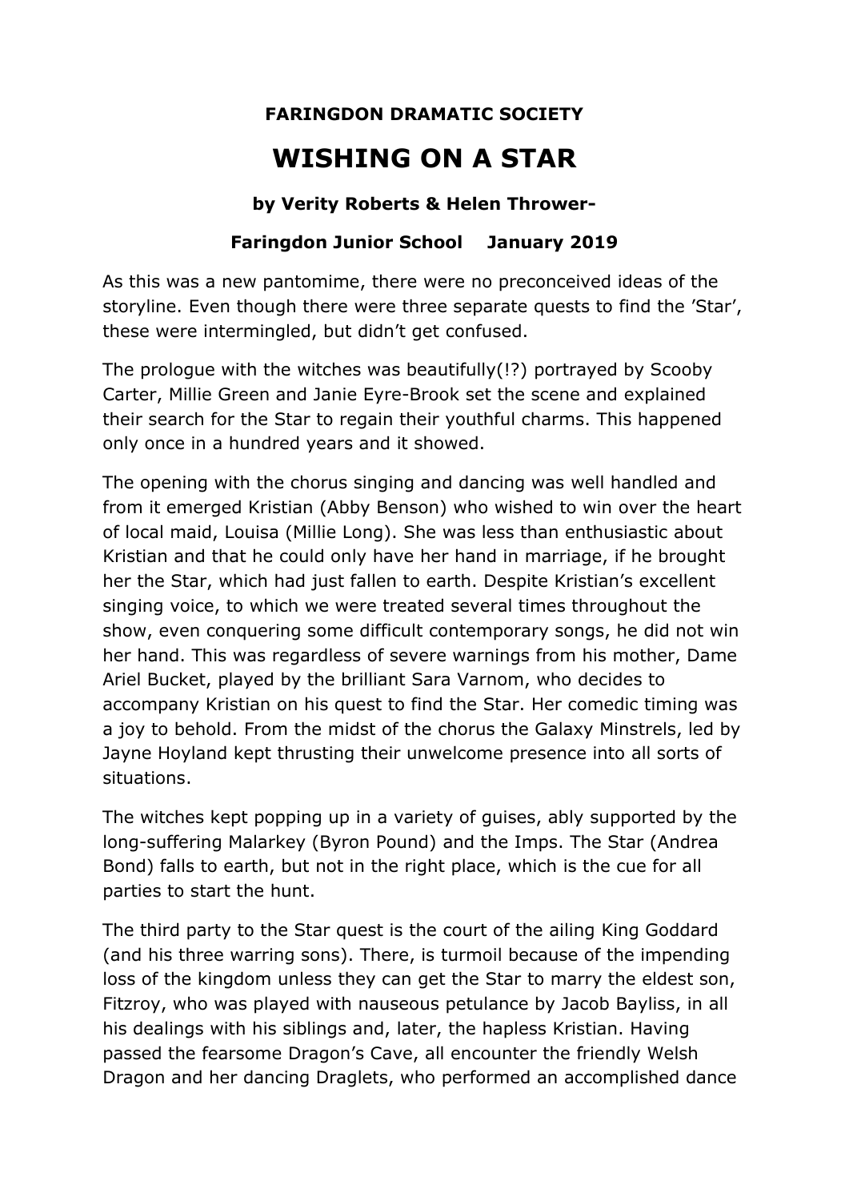**FARINGDON DRAMATIC SOCIETY**

# WISHING ON A STAR

**by Verity Roberts & Helen Thrower-**

**Faringdon Junior School    January 2019**

As this was a new pantomime, there were no preconceived ideas of the storyline. Even though there were three separate quests to find the 'Star', these were intermingled, but didn't get confused.

The prologue with the witches was beautifully(!?) portrayed by Scooby Carter, Millie Green and Janie Eyre-Brook set the scene and explained their search for the Star to regain their youthful charms. This happened only once in a hundred years and it showed.

The opening with the chorus singing and dancing was well handled and from it emerged Kristian (Abby Benson) who wished to win over the heart of local maid, Louisa (Millie Long). She was less than enthusiastic about Kristian and that he could only have her hand in marriage, if he brought her the Star, which had just fallen to earth. Despite Kristian's excellent singing voice, to which we were treated several times throughout the show, even conquering some difficult contemporary songs, he did not win her hand. This was regardless of severe warnings from his mother, Dame Ariel Bucket, played by the brilliant Sara Varnom, who decides to accompany Kristian on his quest to find the Star. Her comedic timing was a joy to behold. From the midst of the chorus the Galaxy Minstrels, led by Jayne Hoyland kept thrusting their unwelcome presence into all sorts of situations.

The witches kept popping up in a variety of guises, ably supported by the long-suffering Malarkey (Byron Pound) and the Imps. The Star (Andrea Bond) falls to earth, but not in the right place, which is the cue for all parties to start the hunt.

The third party to the Star quest is the court of the ailing King Goddard (and his three warring sons). There, is turmoil because of the impending loss of the kingdom unless they can get the Star to marry the eldest son, Fitzroy, who was played with nauseous petulance by Jacob Bayliss, in all his dealings with his siblings and, later, the hapless Kristian. Having passed the fearsome Dragon's Cave, all encounter the friendly Welsh Dragon and her dancing Draglets, who performed an accomplished dance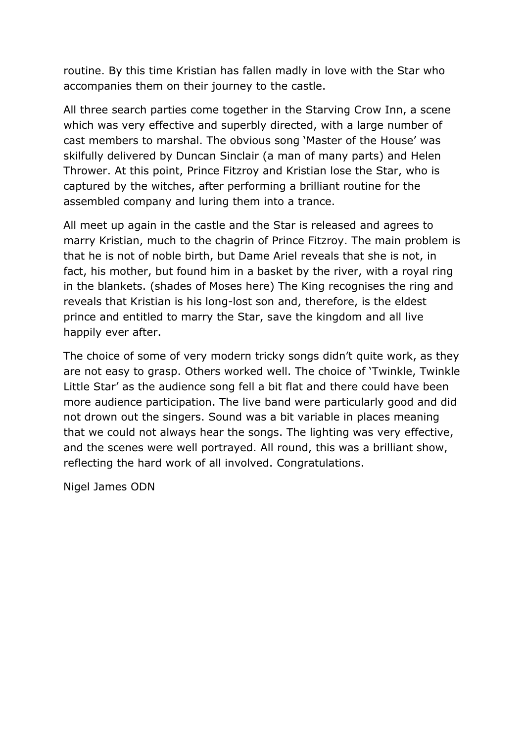routine. By this time Kristian has fallen madly in love with the Star who accompanies them on their journey to the castle.

All three search parties come together in the Starving Crow Inn, a scene which was very effective and superbly directed, with a large number of cast members to marshal. The obvious song 'Master of the House' was skilfully delivered by Duncan Sinclair (a man of many parts) and Helen Thrower. At this point, Prince Fitzroy and Kristian lose the Star, who is captured by the witches, after performing a brilliant routine for the assembled company and luring them into a trance.

All meet up again in the castle and the Star is released and agrees to marry Kristian, much to the chagrin of Prince Fitzroy. The main problem is that he is not of noble birth, but Dame Ariel reveals that she is not, in fact, his mother, but found him in a basket by the river, with a royal ring in the blankets. (shades of Moses here) The King recognises the ring and reveals that Kristian is his long-lost son and, therefore, is the eldest prince and entitled to marry the Star, save the kingdom and all live happily ever after.

The choice of some of very modern tricky songs didn't quite work, as they are not easy to grasp. Others worked well. The choice of 'Twinkle, Twinkle Little Star' as the audience song fell a bit flat and there could have been more audience participation. The live band were particularly good and did not drown out the singers. Sound was a bit variable in places meaning that we could not always hear the songs. The lighting was very effective, and the scenes were well portrayed. All round, this was a brilliant show, reflecting the hard work of all involved. Congratulations.

Nigel James ODN